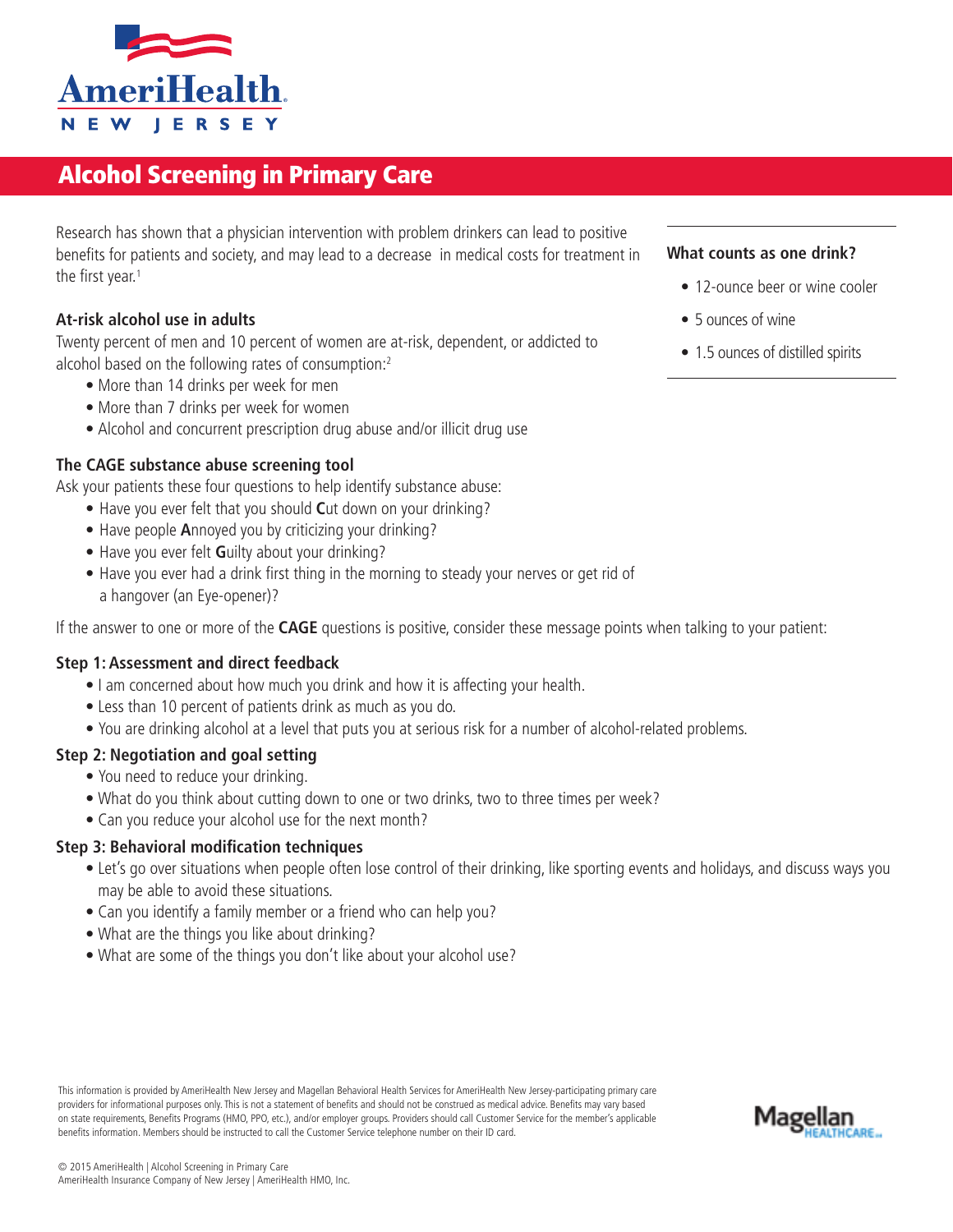AmeriHealth NEW JERSEY

# Alcohol Screening in Primary Care

Research has shown that a physician intervention with problem drinkers can lead to positive benefits for patients and society, and may lead to a decrease in medical costs for treatment in the first year.[1]

### What counts as one drink?

- 12-ounce beer or wine cooler
- 5 ounces of wine
- 1.5 ounces of distilled spirits

### At-risk alcohol use in adults

Twenty percent of men and 10 percent of women are at-risk, dependent, or addicted to alcohol based on the following rates of consumption:[2]

- More than 14 drinks per week for men
- More than 7 drinks per week for women
- Alcohol and concurrent prescription drug abuse and/or illicit drug use

### The CAGE substance abuse screening tool

Ask your patients these four questions to help identify substance abuse:

- Have you ever felt that you should **C**ut down on your drinking?
- Have people **A**nnoyed you by criticizing your drinking?
- Have you ever felt **G**uilty about your drinking?
- Have you ever had a drink first thing in the morning to steady your nerves or get rid of a hangover (an Eye-opener)?

If the answer to one or more of the **CAGE** questions is positive, consider these message points when talking to your patient:

### Step 1: Assessment and direct feedback

- I am concerned about how much you drink and how it is affecting your health.
- Less than 10 percent of patients drink as much as you do.
- You are drinking alcohol at a level that puts you at serious risk for a number of alcohol-related problems.

### Step 2: Negotiation and goal setting

- You need to reduce your drinking.
- What do you think about cutting down to one or two drinks, two to three times per week?
- Can you reduce your alcohol use for the next month?

### Step 3: Behavioral modification techniques

- Let's go over situations when people often lose control of their drinking, like sporting events and holidays, and discuss ways you may be able to avoid these situations.
- Can you identify a family member or a friend who can help you?
- What are the things you like about drinking?
- What are some of the things you don't like about your alcohol use?

This information is provided by AmeriHealth New Jersey and Magellan Behavioral Health Services for AmeriHealth New Jersey-participating primary care providers for informational purposes only. This is not a statement of benefits and should not be construed as medical advice. Benefits may vary based on state requirements, Benefits Programs (HMO, PPO, etc.), and/or employer groups. Providers should call Customer Service for the member's applicable benefits information. Members should be instructed to call the Customer Service telephone number on their ID card.

Magellan HEALTHCARE

© 2015 AmeriHealth | Alcohol Screening in Primary Care
AmeriHealth Insurance Company of New Jersey | AmeriHealth HMO, Inc.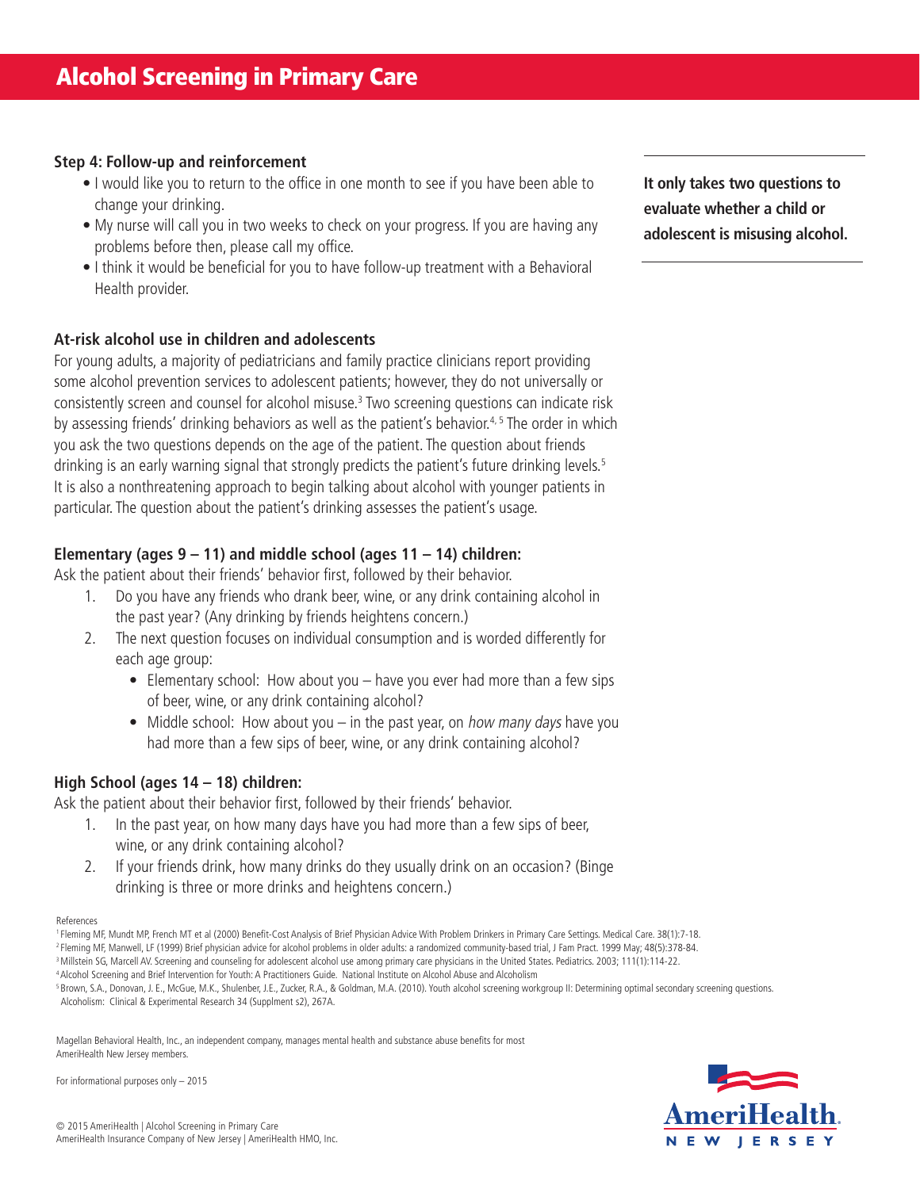# Alcohol Screening in Primary Care

**Step 4: Follow-up and reinforcement**

- I would like you to return to the office in one month to see if you have been able to change your drinking.
- My nurse will call you in two weeks to check on your progress. If you are having any problems before then, please call my office.
- I think it would be beneficial for you to have follow-up treatment with a Behavioral Health provider.

**It only takes two questions to evaluate whether a child or adolescent is misusing alcohol.**

**At-risk alcohol use in children and adolescents**

For young adults, a majority of pediatricians and family practice clinicians report providing some alcohol prevention services to adolescent patients; however, they do not universally or consistently screen and counsel for alcohol misuse.[3] Two screening questions can indicate risk by assessing friends' drinking behaviors as well as the patient's behavior.[4, 5] The order in which you ask the two questions depends on the age of the patient. The question about friends drinking is an early warning signal that strongly predicts the patient's future drinking levels.[5] It is also a nonthreatening approach to begin talking about alcohol with younger patients in particular. The question about the patient's drinking assesses the patient's usage.

**Elementary (ages 9 – 11) and middle school (ages 11 – 14) children:**

Ask the patient about their friends' behavior first, followed by their behavior.

1. Do you have any friends who drank beer, wine, or any drink containing alcohol in the past year? (Any drinking by friends heightens concern.)
2. The next question focuses on individual consumption and is worded differently for each age group:
   - Elementary school: How about you – have you ever had more than a few sips of beer, wine, or any drink containing alcohol?
   - Middle school: How about you – in the past year, on *how many days* have you had more than a few sips of beer, wine, or any drink containing alcohol?

**High School (ages 14 – 18) children:**

Ask the patient about their behavior first, followed by their friends' behavior.

1. In the past year, on how many days have you had more than a few sips of beer, wine, or any drink containing alcohol?
2. If your friends drink, how many drinks do they usually drink on an occasion? (Binge drinking is three or more drinks and heightens concern.)

References

[1] Fleming MF, Mundt MP, French MT et al (2000) Benefit-Cost Analysis of Brief Physician Advice With Problem Drinkers in Primary Care Settings. Medical Care. 38(1):7-18.
[2] Fleming MF, Manwell, LF (1999) Brief physician advice for alcohol problems in older adults: a randomized community-based trial, J Fam Pract. 1999 May; 48(5):378-84.
[3] Millstein SG, Marcell AV. Screening and counseling for adolescent alcohol use among primary care physicians in the United States. Pediatrics. 2003; 111(1):114-22.
[4] Alcohol Screening and Brief Intervention for Youth: A Practitioners Guide. National Institute on Alcohol Abuse and Alcoholism
[5] Brown, S.A., Donovan, J. E., McGue, M.K., Shulenber, J.E., Zucker, R.A., & Goldman, M.A. (2010). Youth alcohol screening workgroup II: Determining optimal secondary screening questions. Alcoholism: Clinical & Experimental Research 34 (Supplment s2), 267A.

Magellan Behavioral Health, Inc., an independent company, manages mental health and substance abuse benefits for most AmeriHealth New Jersey members.

For informational purposes only – 2015

© 2015 AmeriHealth | Alcohol Screening in Primary Care
AmeriHealth Insurance Company of New Jersey | AmeriHealth HMO, Inc.

AmeriHealth NEW JERSEY